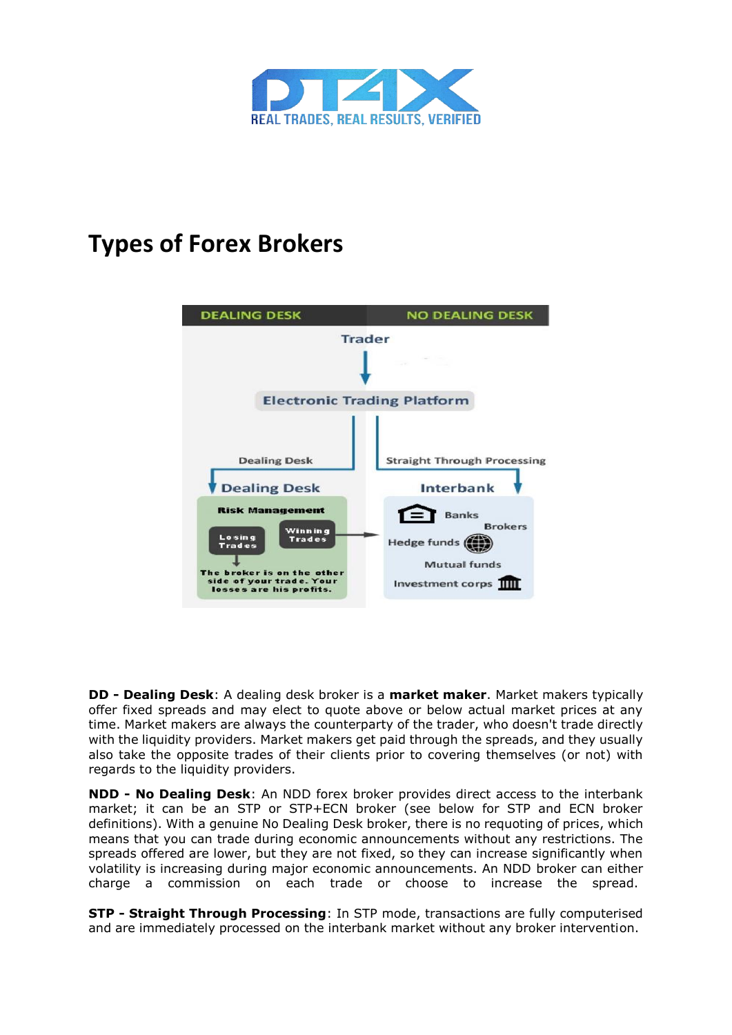# Types of Forex Brokers

**DD - Dealing Desk**: A dealing desk broker is a **market maker**. Market makers typically offer fixed spreads and may elect to quote above or below actual market prices at any time. Market makers are always the counterparty of the trader, who doesn't trade directly with the liquidity providers. Market makers get paid through the spreads, and they usually also take the opposite trades of their clients prior to covering themselves (or not) with regards to the liquidity providers.

**NDD - No Dealing Desk**: An NDD forex broker provides direct access to the interbank market; it can be an STP or STP+ECN broker (see below for STP and ECN broker definitions). With a genuine No Dealing Desk broker, there is no requoting of prices, which means that you can trade during economic announcements without any restrictions. The spreads offered are lower, but they are not fixed, so they can increase significantly when volatility is increasing during major economic announcements. An NDD broker can either charge a commission on each trade or choose to increase the spread.

**STP - Straight Through Processing**: In STP mode, transactions are fully computerised and are immediately processed on the interbank market without any broker intervention.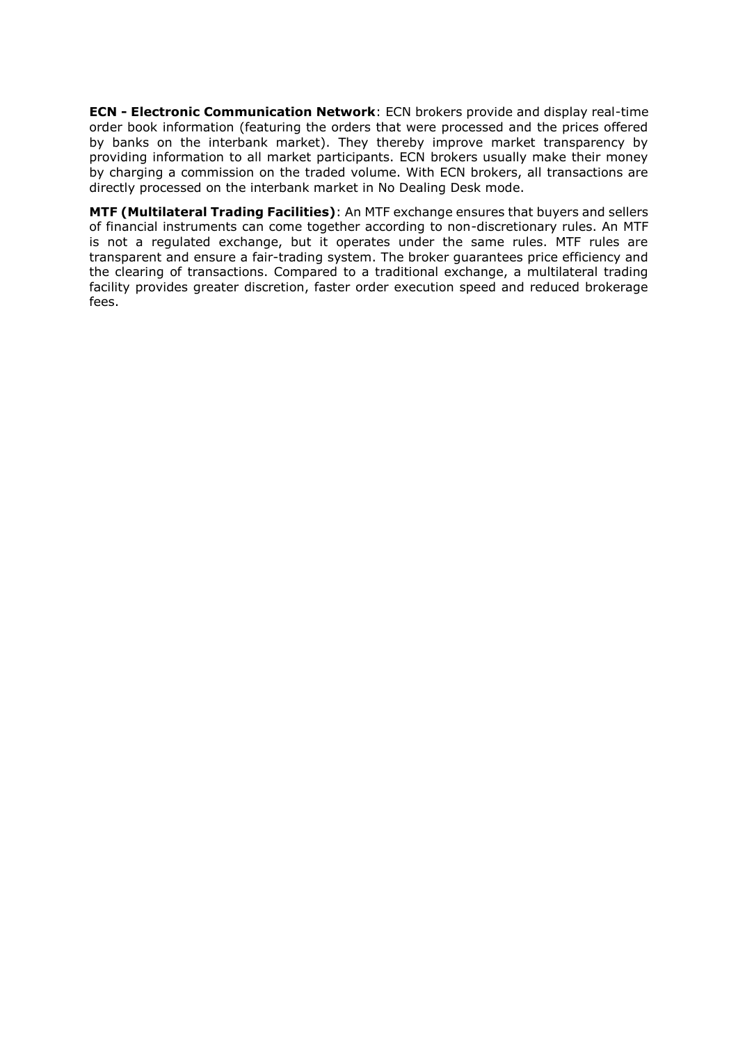**ECN - Electronic Communication Network**: ECN brokers provide and display real-time order book information (featuring the orders that were processed and the prices offered by banks on the interbank market). They thereby improve market transparency by providing information to all market participants. ECN brokers usually make their money by charging a commission on the traded volume. With ECN brokers, all transactions are directly processed on the interbank market in No Dealing Desk mode.

**MTF (Multilateral Trading Facilities)**: An MTF exchange ensures that buyers and sellers of financial instruments can come together according to non-discretionary rules. An MTF is not a regulated exchange, but it operates under the same rules. MTF rules are transparent and ensure a fair-trading system. The broker guarantees price efficiency and the clearing of transactions. Compared to a traditional exchange, a multilateral trading facility provides greater discretion, faster order execution speed and reduced brokerage fees.